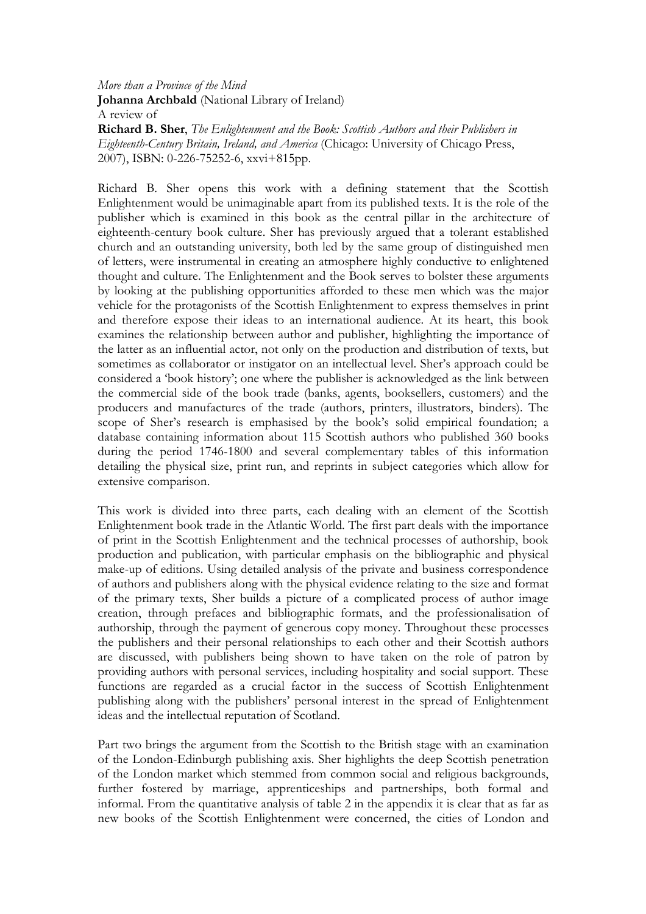*More than a Province of the Mind*
**Johanna Archbald** (National Library of Ireland)
A review of
**Richard B. Sher**, *The Enlightenment and the Book: Scottish Authors and their Publishers in Eighteenth-Century Britain, Ireland, and America* (Chicago: University of Chicago Press, 2007), ISBN: 0-226-75252-6, xxvi+815pp.

Richard B. Sher opens this work with a defining statement that the Scottish Enlightenment would be unimaginable apart from its published texts. It is the role of the publisher which is examined in this book as the central pillar in the architecture of eighteenth-century book culture. Sher has previously argued that a tolerant established church and an outstanding university, both led by the same group of distinguished men of letters, were instrumental in creating an atmosphere highly conductive to enlightened thought and culture. The Enlightenment and the Book serves to bolster these arguments by looking at the publishing opportunities afforded to these men which was the major vehicle for the protagonists of the Scottish Enlightenment to express themselves in print and therefore expose their ideas to an international audience. At its heart, this book examines the relationship between author and publisher, highlighting the importance of the latter as an influential actor, not only on the production and distribution of texts, but sometimes as collaborator or instigator on an intellectual level. Sher's approach could be considered a 'book history'; one where the publisher is acknowledged as the link between the commercial side of the book trade (banks, agents, booksellers, customers) and the producers and manufactures of the trade (authors, printers, illustrators, binders). The scope of Sher's research is emphasised by the book's solid empirical foundation; a database containing information about 115 Scottish authors who published 360 books during the period 1746-1800 and several complementary tables of this information detailing the physical size, print run, and reprints in subject categories which allow for extensive comparison.

This work is divided into three parts, each dealing with an element of the Scottish Enlightenment book trade in the Atlantic World. The first part deals with the importance of print in the Scottish Enlightenment and the technical processes of authorship, book production and publication, with particular emphasis on the bibliographic and physical make-up of editions. Using detailed analysis of the private and business correspondence of authors and publishers along with the physical evidence relating to the size and format of the primary texts, Sher builds a picture of a complicated process of author image creation, through prefaces and bibliographic formats, and the professionalisation of authorship, through the payment of generous copy money. Throughout these processes the publishers and their personal relationships to each other and their Scottish authors are discussed, with publishers being shown to have taken on the role of patron by providing authors with personal services, including hospitality and social support. These functions are regarded as a crucial factor in the success of Scottish Enlightenment publishing along with the publishers' personal interest in the spread of Enlightenment ideas and the intellectual reputation of Scotland.

Part two brings the argument from the Scottish to the British stage with an examination of the London-Edinburgh publishing axis. Sher highlights the deep Scottish penetration of the London market which stemmed from common social and religious backgrounds, further fostered by marriage, apprenticeships and partnerships, both formal and informal. From the quantitative analysis of table 2 in the appendix it is clear that as far as new books of the Scottish Enlightenment were concerned, the cities of London and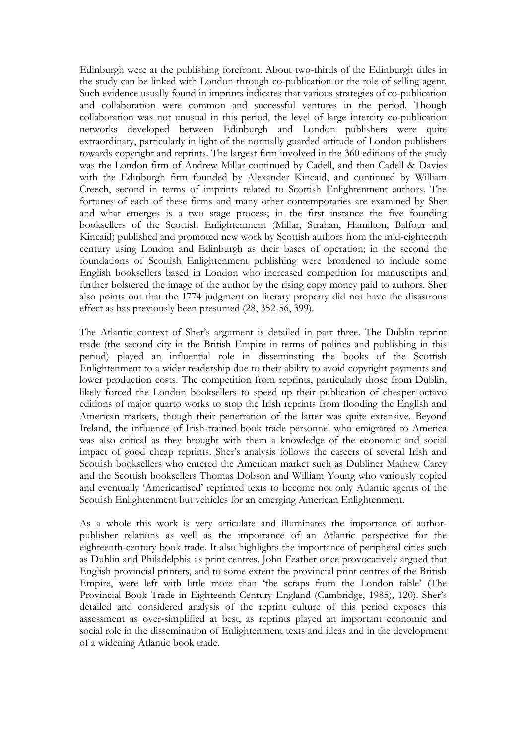Edinburgh were at the publishing forefront. About two-thirds of the Edinburgh titles in the study can be linked with London through co-publication or the role of selling agent. Such evidence usually found in imprints indicates that various strategies of co-publication and collaboration were common and successful ventures in the period. Though collaboration was not unusual in this period, the level of large intercity co-publication networks developed between Edinburgh and London publishers were quite extraordinary, particularly in light of the normally guarded attitude of London publishers towards copyright and reprints. The largest firm involved in the 360 editions of the study was the London firm of Andrew Millar continued by Cadell, and then Cadell & Davies with the Edinburgh firm founded by Alexander Kincaid, and continued by William Creech, second in terms of imprints related to Scottish Enlightenment authors. The fortunes of each of these firms and many other contemporaries are examined by Sher and what emerges is a two stage process; in the first instance the five founding booksellers of the Scottish Enlightenment (Millar, Strahan, Hamilton, Balfour and Kincaid) published and promoted new work by Scottish authors from the mid-eighteenth century using London and Edinburgh as their bases of operation; in the second the foundations of Scottish Enlightenment publishing were broadened to include some English booksellers based in London who increased competition for manuscripts and further bolstered the image of the author by the rising copy money paid to authors. Sher also points out that the 1774 judgment on literary property did not have the disastrous effect as has previously been presumed (28, 352-56, 399).

The Atlantic context of Sher's argument is detailed in part three. The Dublin reprint trade (the second city in the British Empire in terms of politics and publishing in this period) played an influential role in disseminating the books of the Scottish Enlightenment to a wider readership due to their ability to avoid copyright payments and lower production costs. The competition from reprints, particularly those from Dublin, likely forced the London booksellers to speed up their publication of cheaper octavo editions of major quarto works to stop the Irish reprints from flooding the English and American markets, though their penetration of the latter was quite extensive. Beyond Ireland, the influence of Irish-trained book trade personnel who emigrated to America was also critical as they brought with them a knowledge of the economic and social impact of good cheap reprints. Sher's analysis follows the careers of several Irish and Scottish booksellers who entered the American market such as Dubliner Mathew Carey and the Scottish booksellers Thomas Dobson and William Young who variously copied and eventually 'Americanised' reprinted texts to become not only Atlantic agents of the Scottish Enlightenment but vehicles for an emerging American Enlightenment.

As a whole this work is very articulate and illuminates the importance of author-publisher relations as well as the importance of an Atlantic perspective for the eighteenth-century book trade. It also highlights the importance of peripheral cities such as Dublin and Philadelphia as print centres. John Feather once provocatively argued that English provincial printers, and to some extent the provincial print centres of the British Empire, were left with little more than 'the scraps from the London table' (The Provincial Book Trade in Eighteenth-Century England (Cambridge, 1985), 120). Sher's detailed and considered analysis of the reprint culture of this period exposes this assessment as over-simplified at best, as reprints played an important economic and social role in the dissemination of Enlightenment texts and ideas and in the development of a widening Atlantic book trade.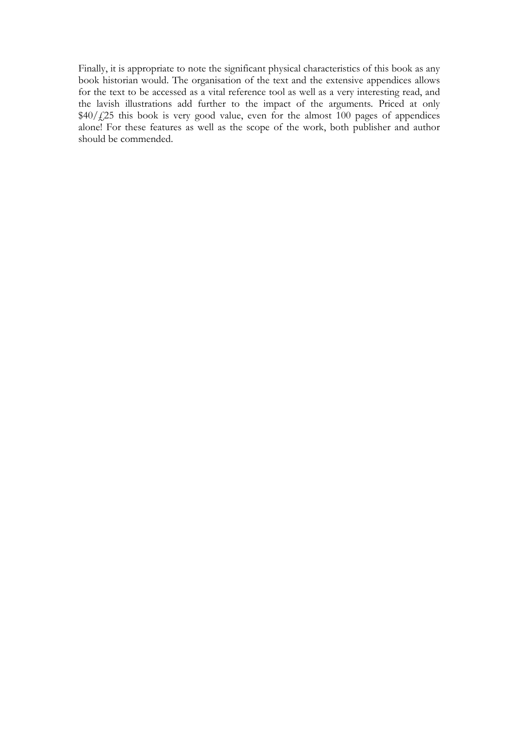Finally, it is appropriate to note the significant physical characteristics of this book as any book historian would. The organisation of the text and the extensive appendices allows for the text to be accessed as a vital reference tool as well as a very interesting read, and the lavish illustrations add further to the impact of the arguments. Priced at only $40/£25 this book is very good value, even for the almost 100 pages of appendices alone! For these features as well as the scope of the work, both publisher and author should be commended.